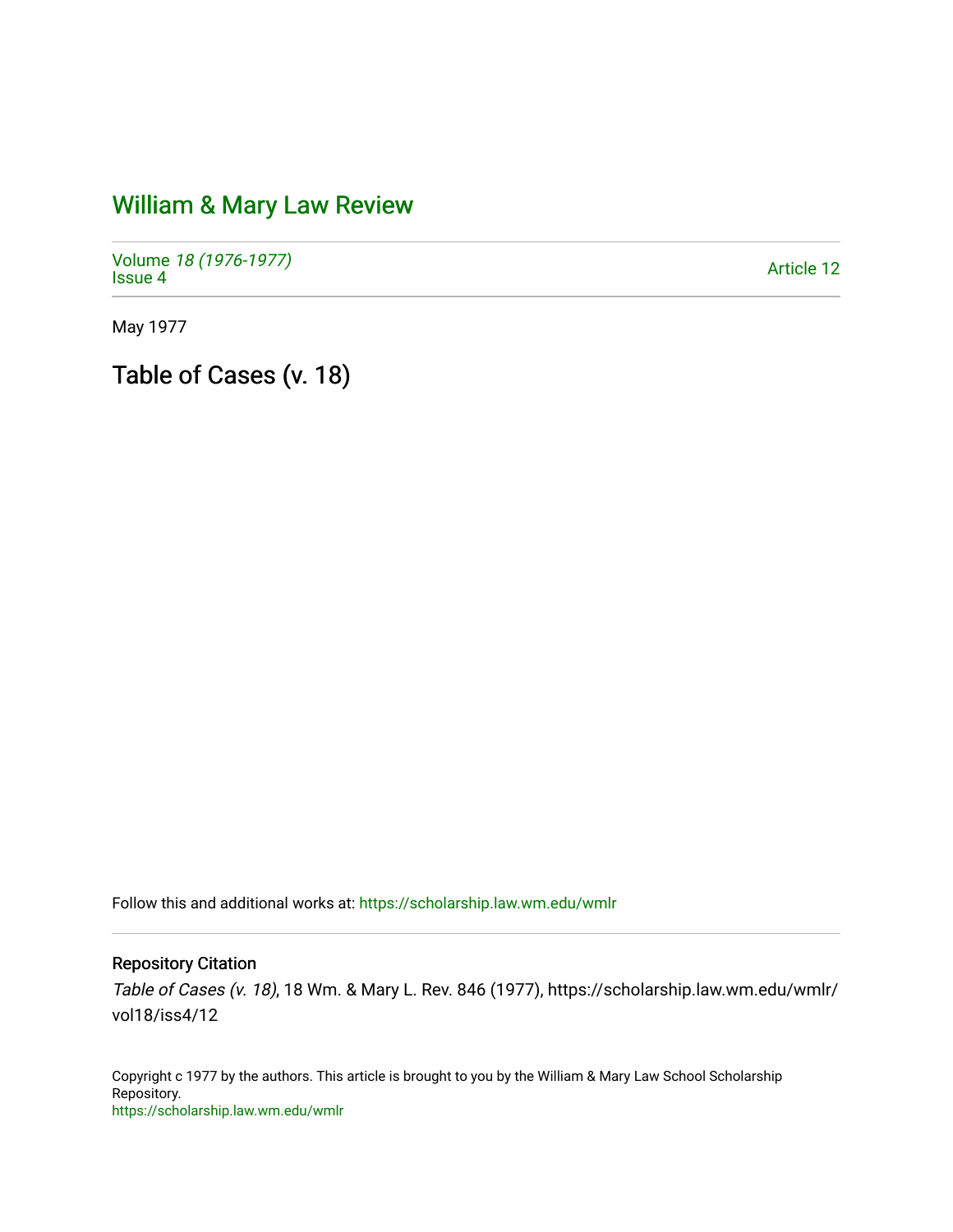# William & Mary Law Review

Volume *18 (1976-1977)*
Issue 4

Article 12

May 1977

## Table of Cases (v. 18)

Follow this and additional works at: https://scholarship.law.wm.edu/wmlr

### Repository Citation

*Table of Cases (v. 18)*, 18 Wm. & Mary L. Rev. 846 (1977), https://scholarship.law.wm.edu/wmlr/vol18/iss4/12

Copyright c 1977 by the authors. This article is brought to you by the William & Mary Law School Scholarship Repository.
https://scholarship.law.wm.edu/wmlr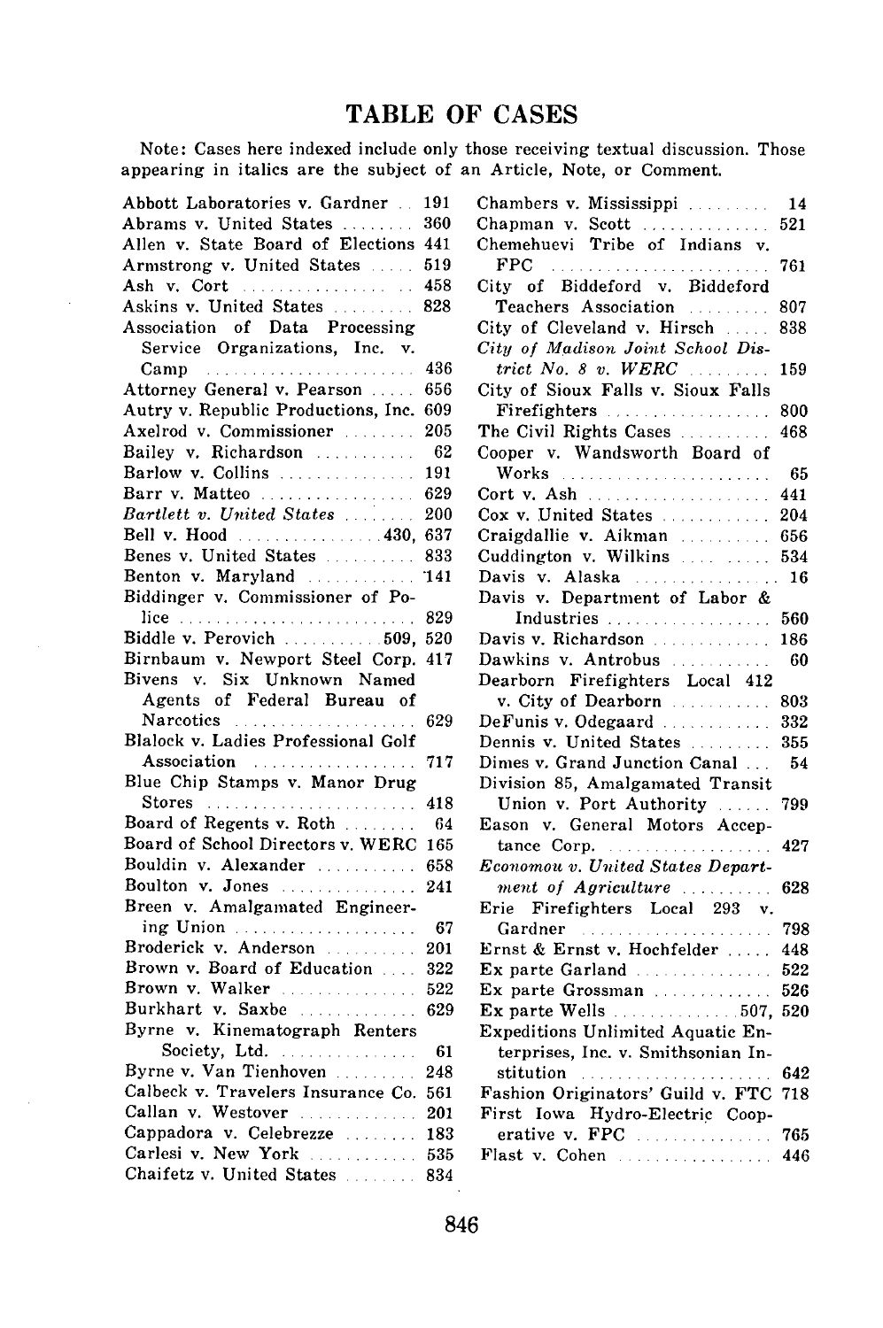# TABLE OF CASES

Note: Cases here indexed include only those receiving textual discussion. Those appearing in italics are the subject of an Article, Note, or Comment.

Abbott Laboratories v. Gardner .. 191
Abrams v. United States ........ 360
Allen v. State Board of Elections 441
Armstrong v. United States ..... 519
Ash v. Cort .................. 458
Askins v. United States ......... 828
Association of Data Processing Service Organizations, Inc. v. Camp ....................... 436
Attorney General v. Pearson ..... 656
Autry v. Republic Productions, Inc. 609
Axelrod v. Commissioner ........ 205
Bailey v. Richardson ........... 62
Barlow v. Collins ............... 191
Barr v. Matteo ................. 629
*Bartlett v. United States* ........ 200
Bell v. Hood ................ 430, 637
Benes v. United States .......... 833
Benton v. Maryland ............ 141
Biddinger v. Commissioner of Police .......................... 829
Biddle v. Perovich ........... 509, 520
Birnbaum v. Newport Steel Corp. 417
Bivens v. Six Unknown Named Agents of Federal Bureau of Narcotics ..................... 629
Blalock v. Ladies Professional Golf Association .................. 717
Blue Chip Stamps v. Manor Drug Stores ........................ 418
Board of Regents v. Roth ........ 64
Board of School Directors v. WERC 165
Bouldin v. Alexander ........... 658
Boulton v. Jones ............... 241
Breen v. Amalgamated Engineering Union .................... 67
Broderick v. Anderson .......... 201
Brown v. Board of Education .... 322
Brown v. Walker ............... 522
Burkhart v. Saxbe ............. 629
Byrne v. Kinematograph Renters Society, Ltd. ................ 61
Byrne v. Van Tienhoven ......... 248
Calbeck v. Travelers Insurance Co. 561
Callan v. Westover ............. 201
Cappadora v. Celebrezze ........ 183
Carlesi v. New York ............ 535
Chaifetz v. United States ........ 834
Chambers v. Mississippi ......... 14
Chapman v. Scott .............. 521
Chemehuevi Tribe of Indians v. FPC ........................ 761
City of Biddeford v. Biddeford Teachers Association ......... 807
City of Cleveland v. Hirsch ..... 838
*City of Madison Joint School District No. 8 v. WERC* ......... 159
City of Sioux Falls v. Sioux Falls Firefighters .................. 800
The Civil Rights Cases .......... 468
Cooper v. Wandsworth Board of Works ....................... 65
Cort v. Ash .................... 441
Cox v. United States ............ 204
Craigdallie v. Aikman .......... 656
Cuddington v. Wilkins .......... 534
Davis v. Alaska ................ 16
Davis v. Department of Labor & Industries .................. 560
Davis v. Richardson ............. 186
Dawkins v. Antrobus ........... 60
Dearborn Firefighters Local 412 v. City of Dearborn ........... 803
DeFunis v. Odegaard ............ 332
Dennis v. United States ......... 355
Dimes v. Grand Junction Canal ... 54
Division 85, Amalgamated Transit Union v. Port Authority ...... 799
Eason v. General Motors Acceptance Corp. .................. 427
*Economou v. United States Department of Agriculture* .......... 628
Erie Firefighters Local 293 v. Gardner ..................... 798
Ernst & Ernst v. Hochfelder ..... 448
Ex parte Garland ............... 522
Ex parte Grossman .............. 526
Ex parte Wells ............. 507, 520
Expeditions Unlimited Aquatic Enterprises, Inc. v. Smithsonian Institution ..................... 642
Fashion Originators' Guild v. FTC 718
First Iowa Hydro-Electric Cooperative v. FPC ............... 765
Flast v. Cohen ................. 446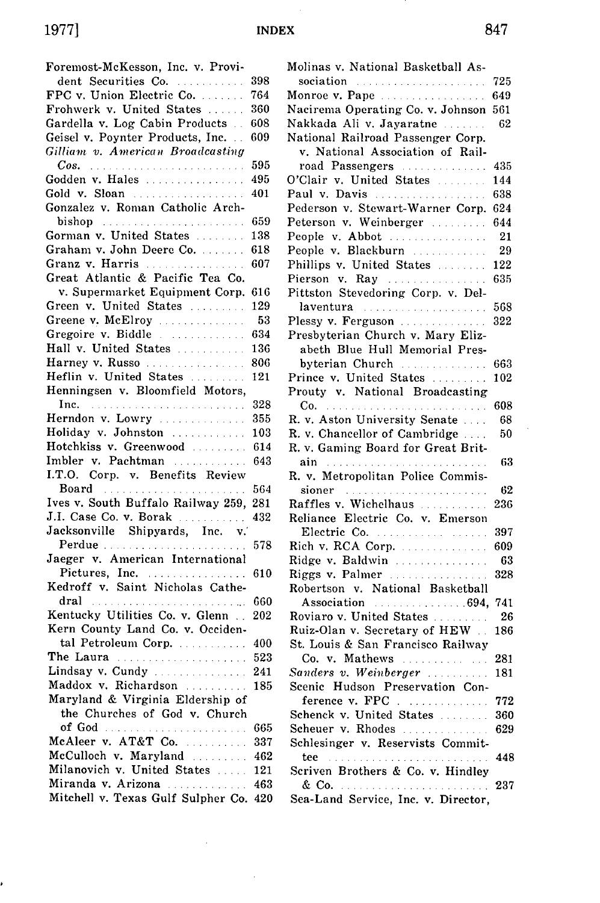Foremost-McKesson, Inc. v. Provident Securities Co. ........... 398
FPC v. Union Electric Co. ....... 764
Frohwerk v. United States ...... 360
Gardella v. Log Cabin Products .. 608
Geisel v. Poynter Products, Inc. .. 609
*Gilliam v. American Broadcasting Cos.* ......................... 595
Godden v. Hales ................ 495
Gold v. Sloan .................. 401
Gonzalez v. Roman Catholic Archbishop ......................... 659
Gorman v. United States ........ 138
Graham v. John Deere Co. ....... 618
Granz v. Harris ................ 607
Great Atlantic & Pacific Tea Co. v. Supermarket Equipment Corp. 616
Green v. United States ......... 129
Greene v. McElroy .............. 53
Gregoire v. Biddle ............. 634
Hall v. United States .......... 136
Harney v. Russo ................ 806
Heflin v. United States ......... 121
Henningsen v. Bloomfield Motors, Inc. ......................... 328
Herndon v. Lowry ............... 355
Holiday v. Johnston ............. 103
Hotchkiss v. Greenwood ......... 614
Imbler v. Pachtman ............. 643
I.T.O. Corp. v. Benefits Review Board ....................... 564
Ives v. South Buffalo Railway 259, 281
J.I. Case Co. v. Borak ........... 432
Jacksonville Shipyards, Inc. v. Perdue ....................... 578
Jaeger v. American International Pictures, Inc. ................ 610
Kedroff v. Saint Nicholas Cathedral ......................... 660
Kentucky Utilities Co. v. Glenn .. 202
Kern County Land Co. v. Occidental Petroleum Corp. ........... 400
The Laura ...................... 523
Lindsay v. Cundy ............... 241
Maddox v. Richardson ........... 185
Maryland & Virginia Eldership of the Churches of God v. Church of God ....................... 665
McAleer v. AT&T Co. ........... 337
McCulloch v. Maryland ......... 462
Milanovich v. United States ..... 121
Miranda v. Arizona ............. 463
Mitchell v. Texas Gulf Sulpher Co. 420
Molinas v. National Basketball Association ..................... 725
Monroe v. Pape ................. 649
Nacirema Operating Co. v. Johnson 561
Nakkada Ali v. Jayaratne ....... 62
National Railroad Passenger Corp. v. National Association of Railroad Passengers ............. 435
O'Clair v. United States ........ 144
Paul v. Davis .................. 638
Pederson v. Stewart-Warner Corp. 624
Peterson v. Weinberger ......... 644
People v. Abbot ................ 21
People v. Blackburn ............ 29
Phillips v. United States ........ 122
Pierson v. Ray ................. 635
Pittston Stevedoring Corp. v. Dellaventura ..................... 568
Plessy v. Ferguson .............. 322
Presbyterian Church v. Mary Elizabeth Blue Hull Memorial Presbyterian Church .............. 663
Prince v. United States ......... 102
Prouty v. National Broadcasting Co. .......................... 608
R. v. Aston University Senate .... 68
R. v. Chancellor of Cambridge .... 50
R. v. Gaming Board for Great Britain .......................... 63
R. v. Metropolitan Police Commissioner ....................... 62
Raffles v. Wichelhaus ........... 236
Reliance Electric Co. v. Emerson Electric Co. .................. 397
Rich v. RCA Corp. .............. 609
Ridge v. Baldwin ............... 63
Riggs v. Palmer ................ 328
Robertson v. National Basketball Association ..............694, 741
Roviaro v. United States ......... 26
Ruiz-Olan v. Secretary of HEW .. 186
St. Louis & San Francisco Railway Co. v. Mathews ............. 281
*Sanders v. Weinberger* .......... 181
Scenic Hudson Preservation Conference v. FPC .............. 772
Schenck v. United States ........ 360
Scheuer v. Rhodes .............. 629
Schlesinger v. Reservists Committee .......................... 448
Scriven Brothers & Co. v. Hindley & Co. ........................ 237
Sea-Land Service, Inc. v. Director,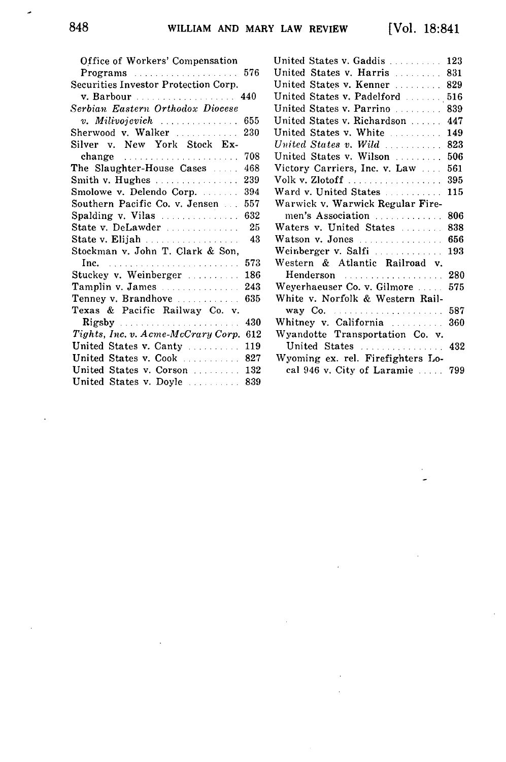Office of Workers' Compensation Programs ... 576
Securities Investor Protection Corp. v. Barbour ... 440
*Serbian Eastern Orthodox Diocese v. Milivojevich* ... 655
Sherwood v. Walker ... 230
Silver v. New York Stock Exchange ... 708
The Slaughter-House Cases ... 468
Smith v. Hughes ... 239
Smolowe v. Delendo Corp. ... 394
Southern Pacific Co. v. Jensen ... 557
Spalding v. Vilas ... 632
State v. DeLawder ... 25
State v. Elijah ... 43
Stockman v. John T. Clark & Son, Inc. ... 573
Stuckey v. Weinberger ... 186
Tamplin v. James ... 243
Tenney v. Brandhove ... 635
Texas & Pacific Railway Co. v. Rigsby ... 430
*Tights, Inc. v. Acme-McCrary Corp.* 612
United States v. Canty ... 119
United States v. Cook ... 827
United States v. Corson ... 132
United States v. Doyle ... 839
United States v. Gaddis ... 123
United States v. Harris ... 831
United States v. Kenner ... 829
United States v. Padelford ... 516
United States v. Parrino ... 839
United States v. Richardson ... 447
United States v. White ... 149
*United States v. Wild* ... 823
United States v. Wilson ... 506
Victory Carriers, Inc. v. Law ... 561
Volk v. Zlotoff ... 395
Ward v. United States ... 115
Warwick v. Warwick Regular Firemen's Association ... 806
Waters v. United States ... 838
Watson v. Jones ... 656
Weinberger v. Salfi ... 193
Western & Atlantic Railroad v. Henderson ... 280
Weyerhaeuser Co. v. Gilmore ... 575
White v. Norfolk & Western Railway Co. ... 587
Whitney v. California ... 360
Wyandotte Transportation Co. v. United States ... 432
Wyoming ex. rel. Firefighters Local 946 v. City of Laramie ... 799